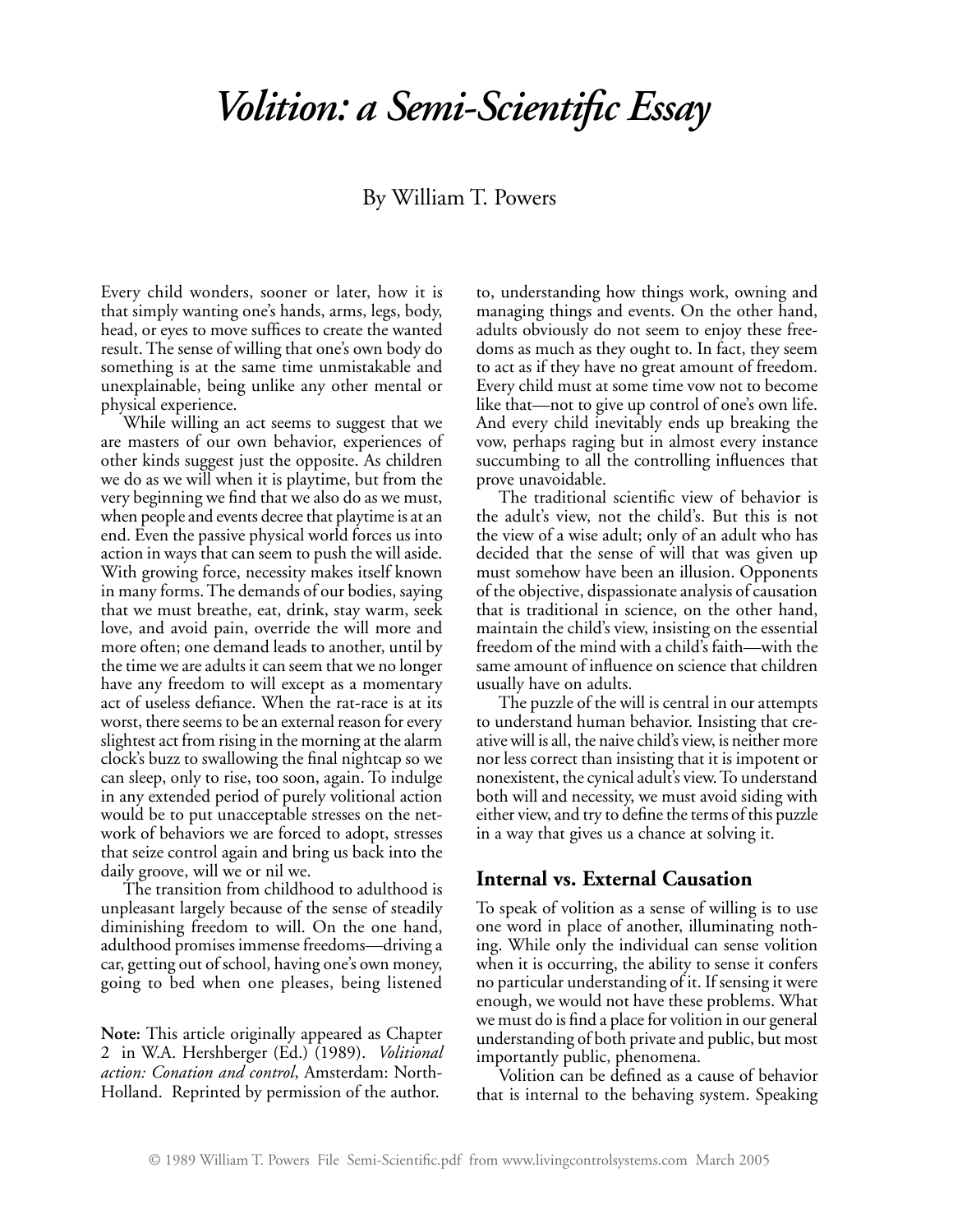# *Volition: a Semi-Scientific Essay*

By William T. Powers

Every child wonders, sooner or later, how it is that simply wanting one's hands, arms, legs, body, head, or eyes to move suffices to create the wanted result. The sense of willing that one's own body do something is at the same time unmistakable and unexplainable, being unlike any other mental or physical experience.

While willing an act seems to suggest that we are masters of our own behavior, experiences of other kinds suggest just the opposite. As children we do as we will when it is playtime, but from the very beginning we find that we also do as we must, when people and events decree that playtime is at an end. Even the passive physical world forces us into action in ways that can seem to push the will aside. With growing force, necessity makes itself known in many forms. The demands of our bodies, saying that we must breathe, eat, drink, stay warm, seek love, and avoid pain, override the will more and more often; one demand leads to another, until by the time we are adults it can seem that we no longer have any freedom to will except as a momentary act of useless defiance. When the rat-race is at its worst, there seems to be an external reason for every slightest act from rising in the morning at the alarm clock's buzz to swallowing the final nightcap so we can sleep, only to rise, too soon, again. To indulge in any extended period of purely volitional action would be to put unacceptable stresses on the network of behaviors we are forced to adopt, stresses that seize control again and bring us back into the daily groove, will we or nil we.

The transition from childhood to adulthood is unpleasant largely because of the sense of steadily diminishing freedom to will. On the one hand, adulthood promises immense freedoms—driving a car, getting out of school, having one's own money, going to bed when one pleases, being listened to, understanding how things work, owning and managing things and events. On the other hand, adults obviously do not seem to enjoy these freedoms as much as they ought to. In fact, they seem to act as if they have no great amount of freedom. Every child must at some time vow not to become like that—not to give up control of one's own life. And every child inevitably ends up breaking the vow, perhaps raging but in almost every instance succumbing to all the controlling influences that prove unavoidable.

The traditional scientific view of behavior is the adult's view, not the child's. But this is not the view of a wise adult; only of an adult who has decided that the sense of will that was given up must somehow have been an illusion. Opponents of the objective, dispassionate analysis of causation that is traditional in science, on the other hand, maintain the child's view, insisting on the essential freedom of the mind with a child's faith—with the same amount of influence on science that children usually have on adults.

The puzzle of the will is central in our attempts to understand human behavior. Insisting that creative will is all, the naive child's view, is neither more nor less correct than insisting that it is impotent or nonexistent, the cynical adult's view. To understand both will and necessity, we must avoid siding with either view, and try to define the terms of this puzzle in a way that gives us a chance at solving it.

## Internal vs. External Causation

To speak of volition as a sense of willing is to use one word in place of another, illuminating nothing. While only the individual can sense volition when it is occurring, the ability to sense it confers no particular understanding of it. If sensing it were enough, we would not have these problems. What we must do is find a place for volition in our general understanding of both private and public, but most importantly public, phenomena.

Volition can be defined as a cause of behavior that is internal to the behaving system. Speaking

**Note:** This article originally appeared as Chapter 2 in W.A. Hershberger (Ed.) (1989). *Volitional action: Conation and control*, Amsterdam: North-Holland. Reprinted by permission of the author.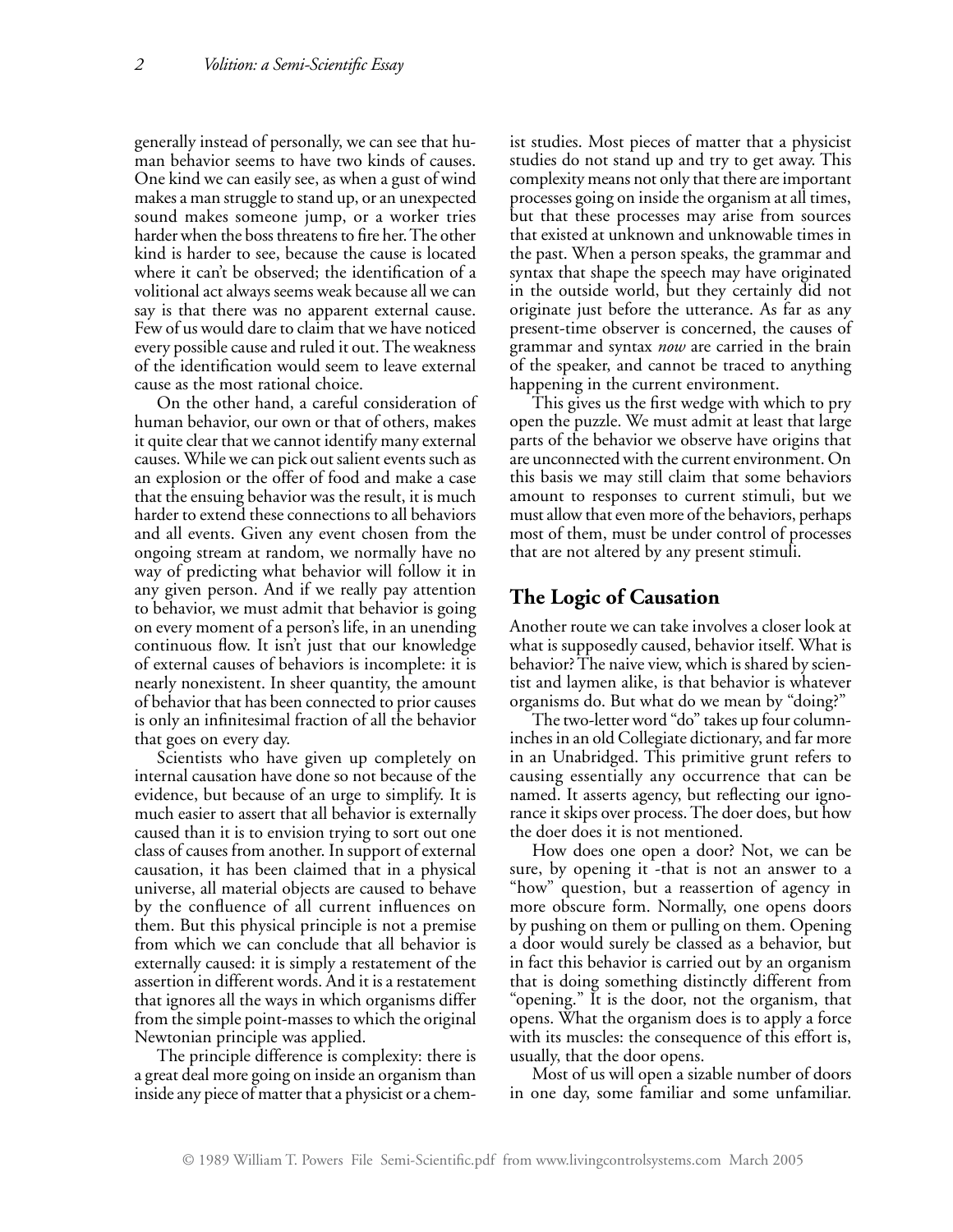generally instead of personally, we can see that human behavior seems to have two kinds of causes. One kind we can easily see, as when a gust of wind makes a man struggle to stand up, or an unexpected sound makes someone jump, or a worker tries harder when the boss threatens to fire her. The other kind is harder to see, because the cause is located where it can't be observed; the identification of a volitional act always seems weak because all we can say is that there was no apparent external cause. Few of us would dare to claim that we have noticed every possible cause and ruled it out. The weakness of the identification would seem to leave external cause as the most rational choice.

On the other hand, a careful consideration of human behavior, our own or that of others, makes it quite clear that we cannot identify many external causes. While we can pick out salient events such as an explosion or the offer of food and make a case that the ensuing behavior was the result, it is much harder to extend these connections to all behaviors and all events. Given any event chosen from the ongoing stream at random, we normally have no way of predicting what behavior will follow it in any given person. And if we really pay attention to behavior, we must admit that behavior is going on every moment of a person's life, in an unending continuous flow. It isn't just that our knowledge of external causes of behaviors is incomplete: it is nearly nonexistent. In sheer quantity, the amount of behavior that has been connected to prior causes is only an infinitesimal fraction of all the behavior that goes on every day.

Scientists who have given up completely on internal causation have done so not because of the evidence, but because of an urge to simplify. It is much easier to assert that all behavior is externally caused than it is to envision trying to sort out one class of causes from another. In support of external causation, it has been claimed that in a physical universe, all material objects are caused to behave by the confluence of all current influences on them. But this physical principle is not a premise from which we can conclude that all behavior is externally caused: it is simply a restatement of the assertion in different words. And it is a restatement that ignores all the ways in which organisms differ from the simple point-masses to which the original Newtonian principle was applied.

The principle difference is complexity: there is a great deal more going on inside an organism than inside any piece of matter that a physicist or a chemist studies. Most pieces of matter that a physicist studies do not stand up and try to get away. This complexity means not only that there are important processes going on inside the organism at all times, but that these processes may arise from sources that existed at unknown and unknowable times in the past. When a person speaks, the grammar and syntax that shape the speech may have originated in the outside world, but they certainly did not originate just before the utterance. As far as any present-time observer is concerned, the causes of grammar and syntax *now* are carried in the brain of the speaker, and cannot be traced to anything happening in the current environment.

This gives us the first wedge with which to pry open the puzzle. We must admit at least that large parts of the behavior we observe have origins that are unconnected with the current environment. On this basis we may still claim that some behaviors amount to responses to current stimuli, but we must allow that even more of the behaviors, perhaps most of them, must be under control of processes that are not altered by any present stimuli.

## The Logic of Causation

Another route we can take involves a closer look at what is supposedly caused, behavior itself. What is behavior? The naive view, which is shared by scientist and laymen alike, is that behavior is whatever organisms do. But what do we mean by "doing?"

The two-letter word "do" takes up four column-inches in an old Collegiate dictionary, and far more in an Unabridged. This primitive grunt refers to causing essentially any occurrence that can be named. It asserts agency, but reflecting our ignorance it skips over process. The doer does, but how the doer does it is not mentioned.

How does one open a door? Not, we can be sure, by opening it -that is not an answer to a "how" question, but a reassertion of agency in more obscure form. Normally, one opens doors by pushing on them or pulling on them. Opening a door would surely be classed as a behavior, but in fact this behavior is carried out by an organism that is doing something distinctly different from "opening." It is the door, not the organism, that opens. What the organism does is to apply a force with its muscles: the consequence of this effort is, usually, that the door opens.

Most of us will open a sizable number of doors in one day, some familiar and some unfamiliar.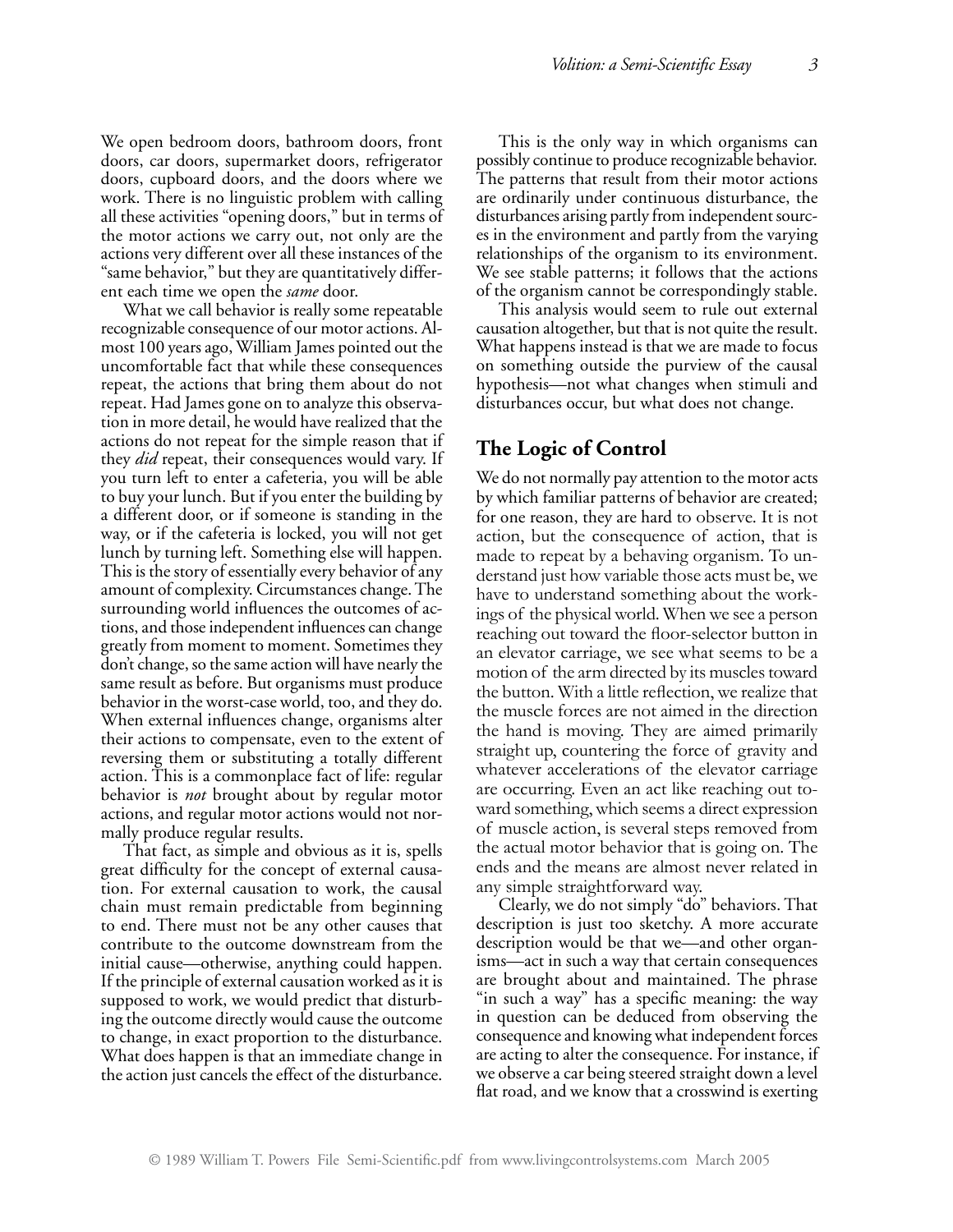We open bedroom doors, bathroom doors, front doors, car doors, supermarket doors, refrigerator doors, cupboard doors, and the doors where we work. There is no linguistic problem with calling all these activities "opening doors," but in terms of the motor actions we carry out, not only are the actions very different over all these instances of the "same behavior," but they are quantitatively different each time we open the *same* door.

What we call behavior is really some repeatable recognizable consequence of our motor actions. Almost 100 years ago, William James pointed out the uncomfortable fact that while these consequences repeat, the actions that bring them about do not repeat. Had James gone on to analyze this observation in more detail, he would have realized that the actions do not repeat for the simple reason that if they *did* repeat, their consequences would vary. If you turn left to enter a cafeteria, you will be able to buy your lunch. But if you enter the building by a different door, or if someone is standing in the way, or if the cafeteria is locked, you will not get lunch by turning left. Something else will happen. This is the story of essentially every behavior of any amount of complexity. Circumstances change. The surrounding world influences the outcomes of actions, and those independent influences can change greatly from moment to moment. Sometimes they don't change, so the same action will have nearly the same result as before. But organisms must produce behavior in the worst-case world, too, and they do. When external influences change, organisms alter their actions to compensate, even to the extent of reversing them or substituting a totally different action. This is a commonplace fact of life: regular behavior is *not* brought about by regular motor actions, and regular motor actions would not normally produce regular results.

That fact, as simple and obvious as it is, spells great difficulty for the concept of external causation. For external causation to work, the causal chain must remain predictable from beginning to end. There must not be any other causes that contribute to the outcome downstream from the initial cause—otherwise, anything could happen. If the principle of external causation worked as it is supposed to work, we would predict that disturbing the outcome directly would cause the outcome to change, in exact proportion to the disturbance. What does happen is that an immediate change in the action just cancels the effect of the disturbance.

This is the only way in which organisms can possibly continue to produce recognizable behavior. The patterns that result from their motor actions are ordinarily under continuous disturbance, the disturbances arising partly from independent sources in the environment and partly from the varying relationships of the organism to its environment. We see stable patterns; it follows that the actions of the organism cannot be correspondingly stable.

This analysis would seem to rule out external causation altogether, but that is not quite the result. What happens instead is that we are made to focus on something outside the purview of the causal hypothesis—not what changes when stimuli and disturbances occur, but what does not change.

## The Logic of Control

We do not normally pay attention to the motor acts by which familiar patterns of behavior are created; for one reason, they are hard to observe. It is not action, but the consequence of action, that is made to repeat by a behaving organism. To understand just how variable those acts must be, we have to understand something about the workings of the physical world. When we see a person reaching out toward the floor-selector button in an elevator carriage, we see what seems to be a motion of the arm directed by its muscles toward the button. With a little reflection, we realize that the muscle forces are not aimed in the direction the hand is moving. They are aimed primarily straight up, countering the force of gravity and whatever accelerations of the elevator carriage are occurring. Even an act like reaching out toward something, which seems a direct expression of muscle action, is several steps removed from the actual motor behavior that is going on. The ends and the means are almost never related in any simple straightforward way.

Clearly, we do not simply "do" behaviors. That description is just too sketchy. A more accurate description would be that we—and other organisms—act in such a way that certain consequences are brought about and maintained. The phrase "in such a way" has a specific meaning: the way in question can be deduced from observing the consequence and knowing what independent forces are acting to alter the consequence. For instance, if we observe a car being steered straight down a level flat road, and we know that a crosswind is exerting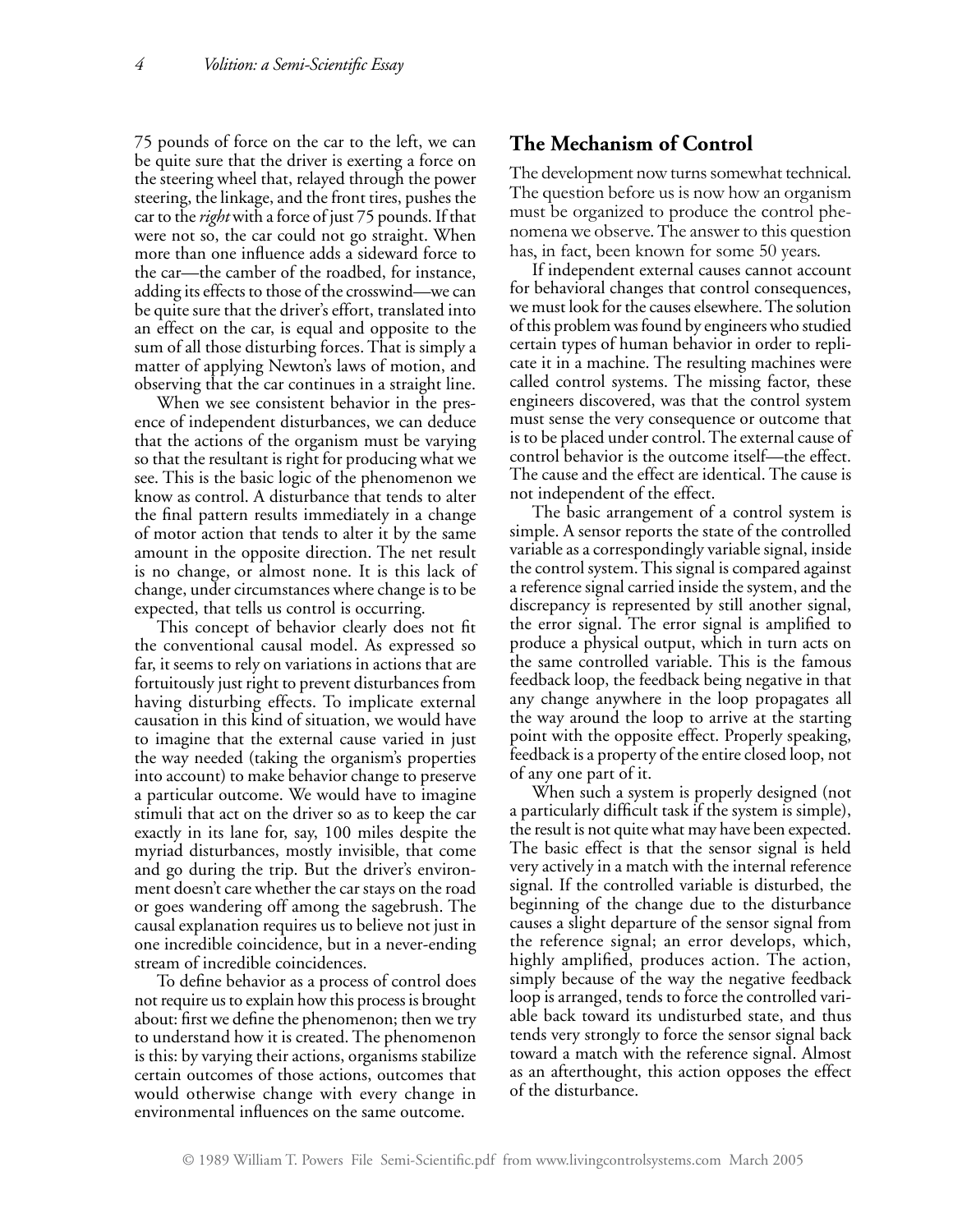75 pounds of force on the car to the left, we can be quite sure that the driver is exerting a force on the steering wheel that, relayed through the power steering, the linkage, and the front tires, pushes the car to the *right* with a force of just 75 pounds. If that were not so, the car could not go straight. When more than one influence adds a sideward force to the car—the camber of the roadbed, for instance, adding its effects to those of the crosswind—we can be quite sure that the driver's effort, translated into an effect on the car, is equal and opposite to the sum of all those disturbing forces. That is simply a matter of applying Newton's laws of motion, and observing that the car continues in a straight line.

When we see consistent behavior in the presence of independent disturbances, we can deduce that the actions of the organism must be varying so that the resultant is right for producing what we see. This is the basic logic of the phenomenon we know as control. A disturbance that tends to alter the final pattern results immediately in a change of motor action that tends to alter it by the same amount in the opposite direction. The net result is no change, or almost none. It is this lack of change, under circumstances where change is to be expected, that tells us control is occurring.

This concept of behavior clearly does not fit the conventional causal model. As expressed so far, it seems to rely on variations in actions that are fortuitously just right to prevent disturbances from having disturbing effects. To implicate external causation in this kind of situation, we would have to imagine that the external cause varied in just the way needed (taking the organism's properties into account) to make behavior change to preserve a particular outcome. We would have to imagine stimuli that act on the driver so as to keep the car exactly in its lane for, say, 100 miles despite the myriad disturbances, mostly invisible, that come and go during the trip. But the driver's environment doesn't care whether the car stays on the road or goes wandering off among the sagebrush. The causal explanation requires us to believe not just in one incredible coincidence, but in a never-ending stream of incredible coincidences.

To define behavior as a process of control does not require us to explain how this process is brought about: first we define the phenomenon; then we try to understand how it is created. The phenomenon is this: by varying their actions, organisms stabilize certain outcomes of those actions, outcomes that would otherwise change with every change in environmental influences on the same outcome.

## The Mechanism of Control

The development now turns somewhat technical. The question before us is now how an organism must be organized to produce the control phenomena we observe. The answer to this question has, in fact, been known for some 50 years.

If independent external causes cannot account for behavioral changes that control consequences, we must look for the causes elsewhere. The solution of this problem was found by engineers who studied certain types of human behavior in order to replicate it in a machine. The resulting machines were called control systems. The missing factor, these engineers discovered, was that the control system must sense the very consequence or outcome that is to be placed under control. The external cause of control behavior is the outcome itself—the effect. The cause and the effect are identical. The cause is not independent of the effect.

The basic arrangement of a control system is simple. A sensor reports the state of the controlled variable as a correspondingly variable signal, inside the control system. This signal is compared against a reference signal carried inside the system, and the discrepancy is represented by still another signal, the error signal. The error signal is amplified to produce a physical output, which in turn acts on the same controlled variable. This is the famous feedback loop, the feedback being negative in that any change anywhere in the loop propagates all the way around the loop to arrive at the starting point with the opposite effect. Properly speaking, feedback is a property of the entire closed loop, not of any one part of it.

When such a system is properly designed (not a particularly difficult task if the system is simple), the result is not quite what may have been expected. The basic effect is that the sensor signal is held very actively in a match with the internal reference signal. If the controlled variable is disturbed, the beginning of the change due to the disturbance causes a slight departure of the sensor signal from the reference signal; an error develops, which, highly amplified, produces action. The action, simply because of the way the negative feedback loop is arranged, tends to force the controlled variable back toward its undisturbed state, and thus tends very strongly to force the sensor signal back toward a match with the reference signal. Almost as an afterthought, this action opposes the effect of the disturbance.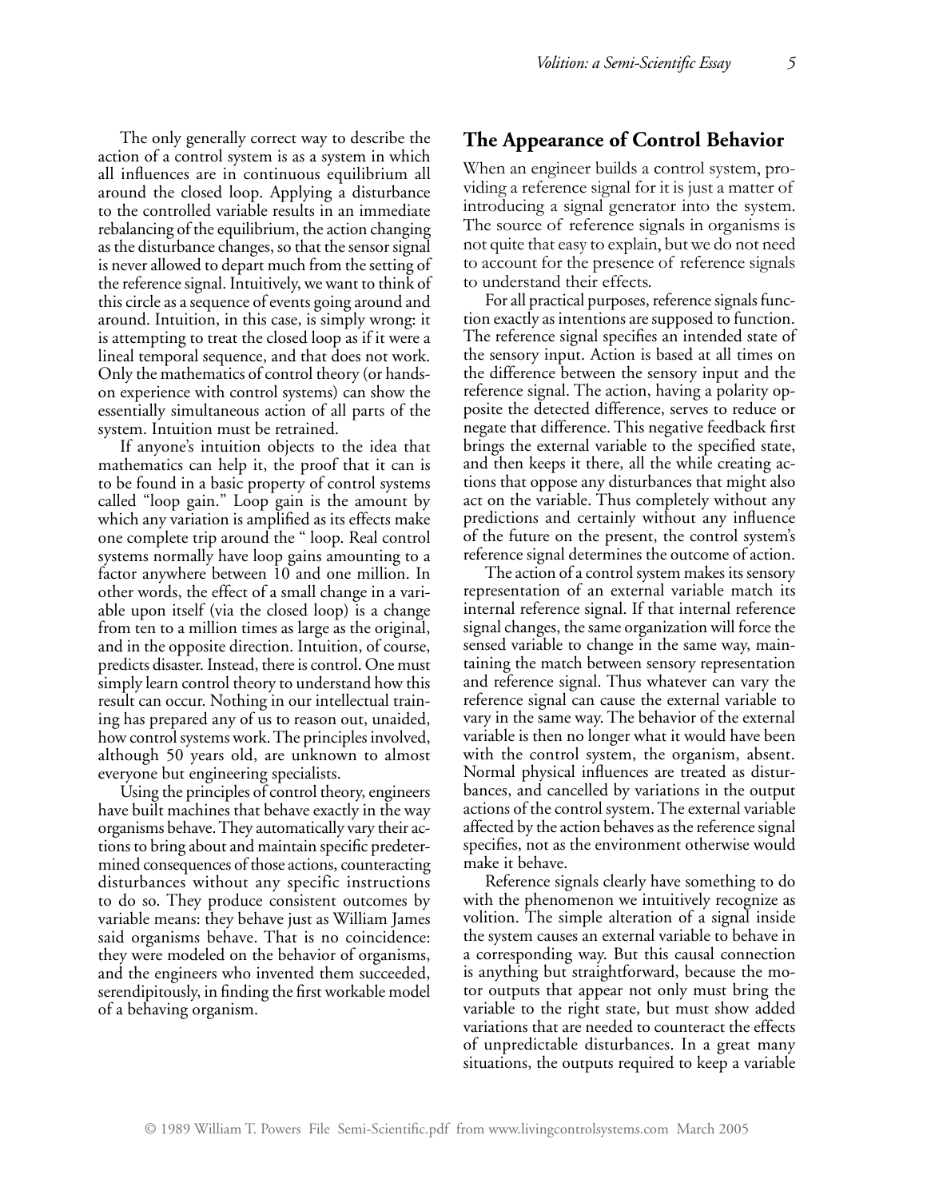The only generally correct way to describe the action of a control system is as a system in which all influences are in continuous equilibrium all around the closed loop. Applying a disturbance to the controlled variable results in an immediate rebalancing of the equilibrium, the action changing as the disturbance changes, so that the sensor signal is never allowed to depart much from the setting of the reference signal. Intuitively, we want to think of this circle as a sequence of events going around and around. Intuition, in this case, is simply wrong: it is attempting to treat the closed loop as if it were a lineal temporal sequence, and that does not work. Only the mathematics of control theory (or hands-on experience with control systems) can show the essentially simultaneous action of all parts of the system. Intuition must be retrained.

If anyone's intuition objects to the idea that mathematics can help it, the proof that it can is to be found in a basic property of control systems called "loop gain." Loop gain is the amount by which any variation is amplified as its effects make one complete trip around the " loop. Real control systems normally have loop gains amounting to a factor anywhere between 10 and one million. In other words, the effect of a small change in a variable upon itself (via the closed loop) is a change from ten to a million times as large as the original, and in the opposite direction. Intuition, of course, predicts disaster. Instead, there is control. One must simply learn control theory to understand how this result can occur. Nothing in our intellectual training has prepared any of us to reason out, unaided, how control systems work. The principles involved, although 50 years old, are unknown to almost everyone but engineering specialists.

Using the principles of control theory, engineers have built machines that behave exactly in the way organisms behave. They automatically vary their actions to bring about and maintain specific predetermined consequences of those actions, counteracting disturbances without any specific instructions to do so. They produce consistent outcomes by variable means: they behave just as William James said organisms behave. That is no coincidence: they were modeled on the behavior of organisms, and the engineers who invented them succeeded, serendipitously, in finding the first workable model of a behaving organism.

## The Appearance of Control Behavior

When an engineer builds a control system, providing a reference signal for it is just a matter of introducing a signal generator into the system. The source of reference signals in organisms is not quite that easy to explain, but we do not need to account for the presence of reference signals to understand their effects.

For all practical purposes, reference signals function exactly as intentions are supposed to function. The reference signal specifies an intended state of the sensory input. Action is based at all times on the difference between the sensory input and the reference signal. The action, having a polarity opposite the detected difference, serves to reduce or negate that difference. This negative feedback first brings the external variable to the specified state, and then keeps it there, all the while creating actions that oppose any disturbances that might also act on the variable. Thus completely without any predictions and certainly without any influence of the future on the present, the control system's reference signal determines the outcome of action.

The action of a control system makes its sensory representation of an external variable match its internal reference signal. If that internal reference signal changes, the same organization will force the sensed variable to change in the same way, maintaining the match between sensory representation and reference signal. Thus whatever can vary the reference signal can cause the external variable to vary in the same way. The behavior of the external variable is then no longer what it would have been with the control system, the organism, absent. Normal physical influences are treated as disturbances, and cancelled by variations in the output actions of the control system. The external variable affected by the action behaves as the reference signal specifies, not as the environment otherwise would make it behave.

Reference signals clearly have something to do with the phenomenon we intuitively recognize as volition. The simple alteration of a signal inside the system causes an external variable to behave in a corresponding way. But this causal connection is anything but straightforward, because the motor outputs that appear not only must bring the variable to the right state, but must show added variations that are needed to counteract the effects of unpredictable disturbances. In a great many situations, the outputs required to keep a variable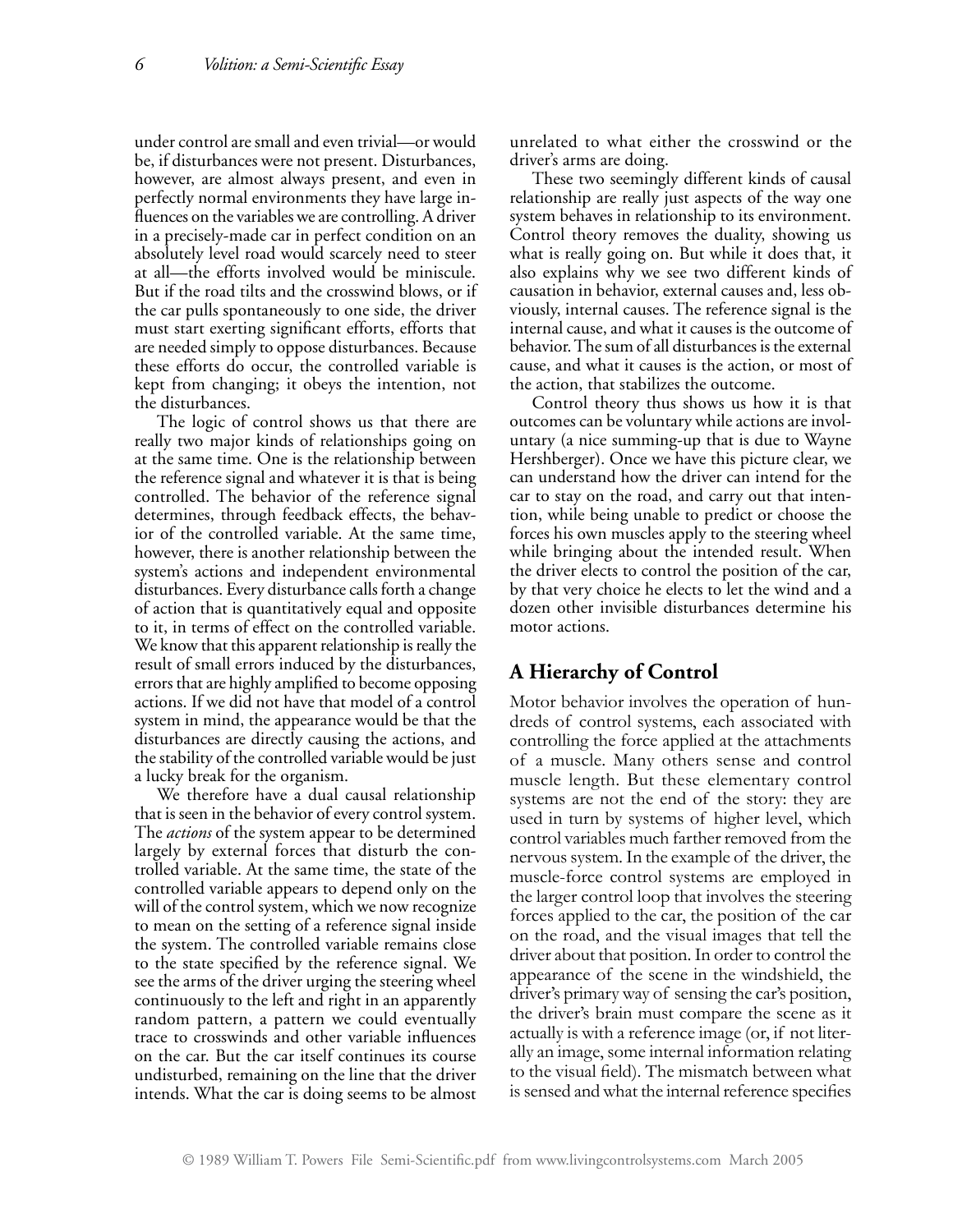under control are small and even trivial—or would be, if disturbances were not present. Disturbances, however, are almost always present, and even in perfectly normal environments they have large influences on the variables we are controlling. A driver in a precisely-made car in perfect condition on an absolutely level road would scarcely need to steer at all—the efforts involved would be miniscule. But if the road tilts and the crosswind blows, or if the car pulls spontaneously to one side, the driver must start exerting significant efforts, efforts that are needed simply to oppose disturbances. Because these efforts do occur, the controlled variable is kept from changing; it obeys the intention, not the disturbances.

The logic of control shows us that there are really two major kinds of relationships going on at the same time. One is the relationship between the reference signal and whatever it is that is being controlled. The behavior of the reference signal determines, through feedback effects, the behavior of the controlled variable. At the same time, however, there is another relationship between the system's actions and independent environmental disturbances. Every disturbance calls forth a change of action that is quantitatively equal and opposite to it, in terms of effect on the controlled variable. We know that this apparent relationship is really the result of small errors induced by the disturbances, errors that are highly amplified to become opposing actions. If we did not have that model of a control system in mind, the appearance would be that the disturbances are directly causing the actions, and the stability of the controlled variable would be just a lucky break for the organism.

We therefore have a dual causal relationship that is seen in the behavior of every control system. The *actions* of the system appear to be determined largely by external forces that disturb the controlled variable. At the same time, the state of the controlled variable appears to depend only on the will of the control system, which we now recognize to mean on the setting of a reference signal inside the system. The controlled variable remains close to the state specified by the reference signal. We see the arms of the driver urging the steering wheel continuously to the left and right in an apparently random pattern, a pattern we could eventually trace to crosswinds and other variable influences on the car. But the car itself continues its course undisturbed, remaining on the line that the driver intends. What the car is doing seems to be almost unrelated to what either the crosswind or the driver's arms are doing.

These two seemingly different kinds of causal relationship are really just aspects of the way one system behaves in relationship to its environment. Control theory removes the duality, showing us what is really going on. But while it does that, it also explains why we see two different kinds of causation in behavior, external causes and, less obviously, internal causes. The reference signal is the internal cause, and what it causes is the outcome of behavior. The sum of all disturbances is the external cause, and what it causes is the action, or most of the action, that stabilizes the outcome.

Control theory thus shows us how it is that outcomes can be voluntary while actions are involuntary (a nice summing-up that is due to Wayne Hershberger). Once we have this picture clear, we can understand how the driver can intend for the car to stay on the road, and carry out that intention, while being unable to predict or choose the forces his own muscles apply to the steering wheel while bringing about the intended result. When the driver elects to control the position of the car, by that very choice he elects to let the wind and a dozen other invisible disturbances determine his motor actions.

## A Hierarchy of Control

Motor behavior involves the operation of hundreds of control systems, each associated with controlling the force applied at the attachments of a muscle. Many others sense and control muscle length. But these elementary control systems are not the end of the story: they are used in turn by systems of higher level, which control variables much farther removed from the nervous system. In the example of the driver, the muscle-force control systems are employed in the larger control loop that involves the steering forces applied to the car, the position of the car on the road, and the visual images that tell the driver about that position. In order to control the appearance of the scene in the windshield, the driver's primary way of sensing the car's position, the driver's brain must compare the scene as it actually is with a reference image (or, if not literally an image, some internal information relating to the visual field). The mismatch between what is sensed and what the internal reference specifies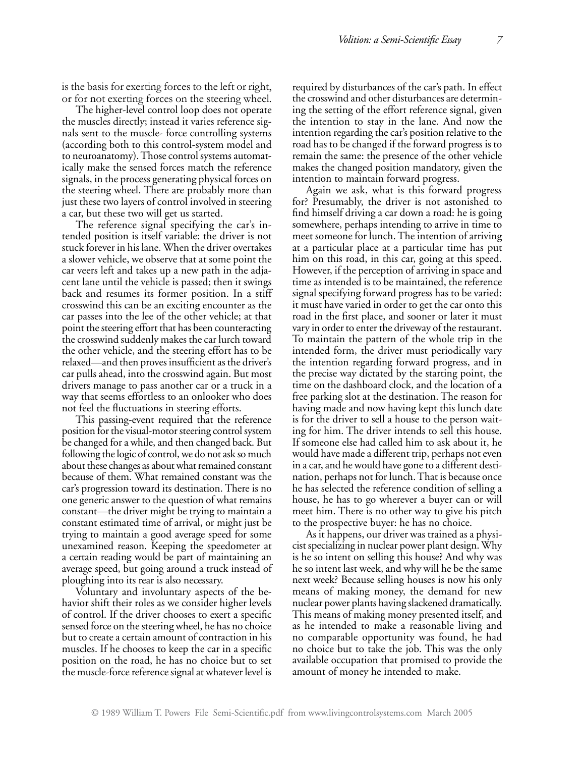is the basis for exerting forces to the left or right, or for not exerting forces on the steering wheel.

The higher-level control loop does not operate the muscles directly; instead it varies reference signals sent to the muscle- force controlling systems (according both to this control-system model and to neuroanatomy). Those control systems automatically make the sensed forces match the reference signals, in the process generating physical forces on the steering wheel. There are probably more than just these two layers of control involved in steering a car, but these two will get us started.

The reference signal specifying the car's intended position is itself variable: the driver is not stuck forever in his lane. When the driver overtakes a slower vehicle, we observe that at some point the car veers left and takes up a new path in the adjacent lane until the vehicle is passed; then it swings back and resumes its former position. In a stiff crosswind this can be an exciting encounter as the car passes into the lee of the other vehicle; at that point the steering effort that has been counteracting the crosswind suddenly makes the car lurch toward the other vehicle, and the steering effort has to be relaxed—and then proves insufficient as the driver's car pulls ahead, into the crosswind again. But most drivers manage to pass another car or a truck in a way that seems effortless to an onlooker who does not feel the fluctuations in steering efforts.

This passing-event required that the reference position for the visual-motor steering control system be changed for a while, and then changed back. But following the logic of control, we do not ask so much about these changes as about what remained constant because of them. What remained constant was the car's progression toward its destination. There is no one generic answer to the question of what remains constant—the driver might be trying to maintain a constant estimated time of arrival, or might just be trying to maintain a good average speed for some unexamined reason. Keeping the speedometer at a certain reading would be part of maintaining an average speed, but going around a truck instead of ploughing into its rear is also necessary.

Voluntary and involuntary aspects of the behavior shift their roles as we consider higher levels of control. If the driver chooses to exert a specific sensed force on the steering wheel, he has no choice but to create a certain amount of contraction in his muscles. If he chooses to keep the car in a specific position on the road, he has no choice but to set the muscle-force reference signal at whatever level is required by disturbances of the car's path. In effect the crosswind and other disturbances are determining the setting of the effort reference signal, given the intention to stay in the lane. And now the intention regarding the car's position relative to the road has to be changed if the forward progress is to remain the same: the presence of the other vehicle makes the changed position mandatory, given the intention to maintain forward progress.

Again we ask, what is this forward progress for? Presumably, the driver is not astonished to find himself driving a car down a road: he is going somewhere, perhaps intending to arrive in time to meet someone for lunch. The intention of arriving at a particular place at a particular time has put him on this road, in this car, going at this speed. However, if the perception of arriving in space and time as intended is to be maintained, the reference signal specifying forward progress has to be varied: it must have varied in order to get the car onto this road in the first place, and sooner or later it must vary in order to enter the driveway of the restaurant. To maintain the pattern of the whole trip in the intended form, the driver must periodically vary the intention regarding forward progress, and in the precise way dictated by the starting point, the time on the dashboard clock, and the location of a free parking slot at the destination. The reason for having made and now having kept this lunch date is for the driver to sell a house to the person waiting for him. The driver intends to sell this house. If someone else had called him to ask about it, he would have made a different trip, perhaps not even in a car, and he would have gone to a different destination, perhaps not for lunch. That is because once he has selected the reference condition of selling a house, he has to go wherever a buyer can or will meet him. There is no other way to give his pitch to the prospective buyer: he has no choice.

As it happens, our driver was trained as a physicist specializing in nuclear power plant design. Why is he so intent on selling this house? And why was he so intent last week, and why will he be the same next week? Because selling houses is now his only means of making money, the demand for new nuclear power plants having slackened dramatically. This means of making money presented itself, and as he intended to make a reasonable living and no comparable opportunity was found, he had no choice but to take the job. This was the only available occupation that promised to provide the amount of money he intended to make.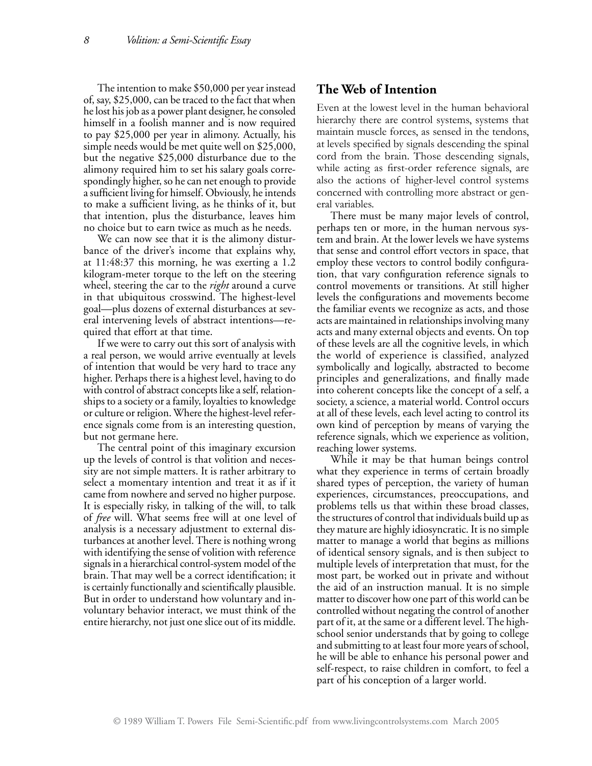The intention to make $50,000 per year instead of, say, $25,000, can be traced to the fact that when he lost his job as a power plant designer, he consoled himself in a foolish manner and is now required to pay $25,000 per year in alimony. Actually, his simple needs would be met quite well on $25,000, but the negative $25,000 disturbance due to the alimony required him to set his salary goals correspondingly higher, so he can net enough to provide a sufficient living for himself. Obviously, he intends to make a sufficient living, as he thinks of it, but that intention, plus the disturbance, leaves him no choice but to earn twice as much as he needs.

We can now see that it is the alimony disturbance of the driver's income that explains why, at 11:48:37 this morning, he was exerting a 1.2 kilogram-meter torque to the left on the steering wheel, steering the car to the *right* around a curve in that ubiquitous crosswind. The highest-level goal—plus dozens of external disturbances at several intervening levels of abstract intentions—required that effort at that time.

If we were to carry out this sort of analysis with a real person, we would arrive eventually at levels of intention that would be very hard to trace any higher. Perhaps there is a highest level, having to do with control of abstract concepts like a self, relationships to a society or a family, loyalties to knowledge or culture or religion. Where the highest-level reference signals come from is an interesting question, but not germane here.

The central point of this imaginary excursion up the levels of control is that volition and necessity are not simple matters. It is rather arbitrary to select a momentary intention and treat it as if it came from nowhere and served no higher purpose. It is especially risky, in talking of the will, to talk of *free* will. What seems free will at one level of analysis is a necessary adjustment to external disturbances at another level. There is nothing wrong with identifying the sense of volition with reference signals in a hierarchical control-system model of the brain. That may well be a correct identification; it is certainly functionally and scientifically plausible. But in order to understand how voluntary and involuntary behavior interact, we must think of the entire hierarchy, not just one slice out of its middle.

## The Web of Intention

Even at the lowest level in the human behavioral hierarchy there are control systems, systems that maintain muscle forces, as sensed in the tendons, at levels specified by signals descending the spinal cord from the brain. Those descending signals, while acting as first-order reference signals, are also the actions of higher-level control systems concerned with controlling more abstract or general variables.

There must be many major levels of control, perhaps ten or more, in the human nervous system and brain. At the lower levels we have systems that sense and control effort vectors in space, that employ these vectors to control bodily configuration, that vary configuration reference signals to control movements or transitions. At still higher levels the configurations and movements become the familiar events we recognize as acts, and those acts are maintained in relationships involving many acts and many external objects and events. On top of these levels are all the cognitive levels, in which the world of experience is classified, analyzed symbolically and logically, abstracted to become principles and generalizations, and finally made into coherent concepts like the concept of a self, a society, a science, a material world. Control occurs at all of these levels, each level acting to control its own kind of perception by means of varying the reference signals, which we experience as volition, reaching lower systems.

While it may be that human beings control what they experience in terms of certain broadly shared types of perception, the variety of human experiences, circumstances, preoccupations, and problems tells us that within these broad classes, the structures of control that individuals build up as they mature are highly idiosyncratic. It is no simple matter to manage a world that begins as millions of identical sensory signals, and is then subject to multiple levels of interpretation that must, for the most part, be worked out in private and without the aid of an instruction manual. It is no simple matter to discover how one part of this world can be controlled without negating the control of another part of it, at the same or a different level. The high-school senior understands that by going to college and submitting to at least four more years of school, he will be able to enhance his personal power and self-respect, to raise children in comfort, to feel a part of his conception of a larger world.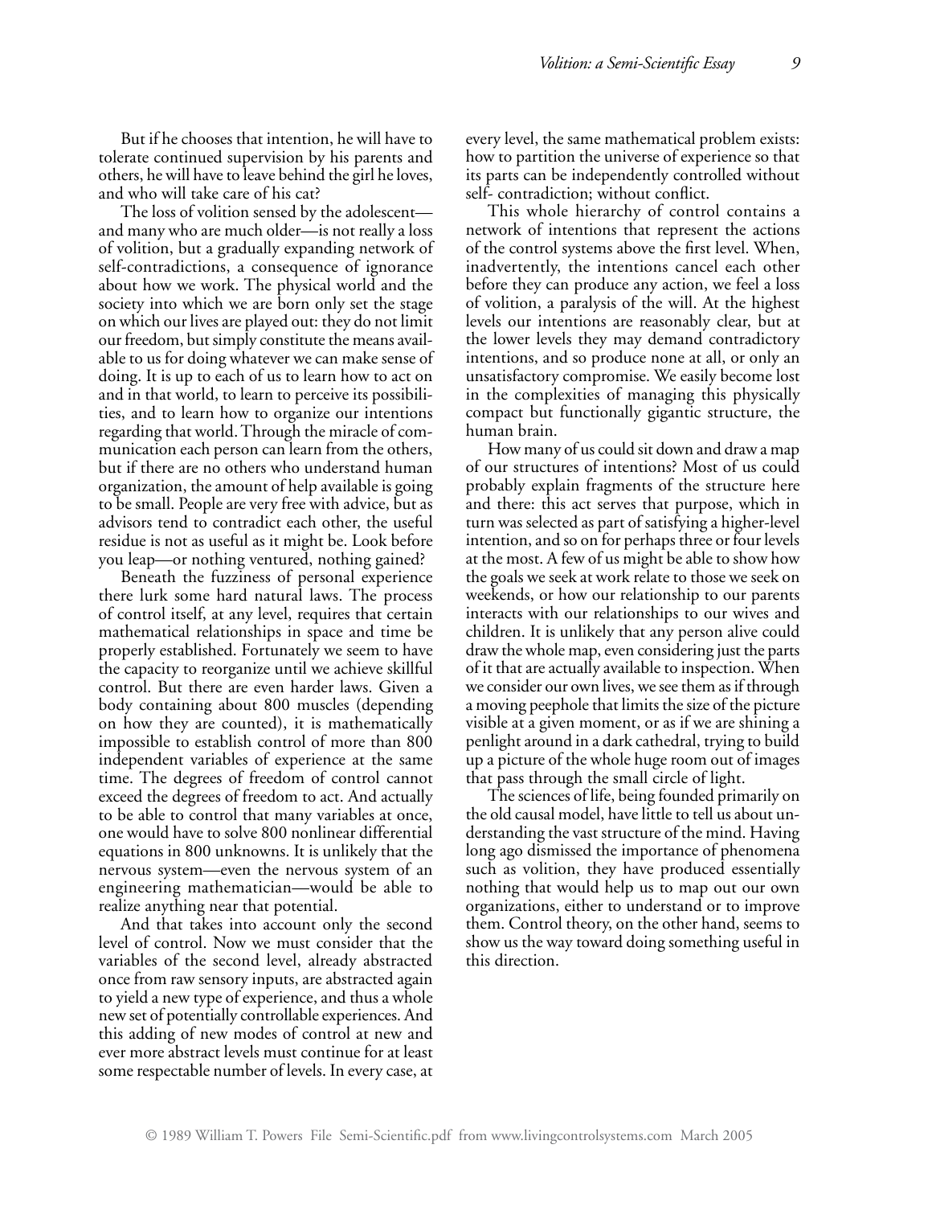But if he chooses that intention, he will have to tolerate continued supervision by his parents and others, he will have to leave behind the girl he loves, and who will take care of his cat?

The loss of volition sensed by the adolescent—and many who are much older—is not really a loss of volition, but a gradually expanding network of self-contradictions, a consequence of ignorance about how we work. The physical world and the society into which we are born only set the stage on which our lives are played out: they do not limit our freedom, but simply constitute the means available to us for doing whatever we can make sense of doing. It is up to each of us to learn how to act on and in that world, to learn to perceive its possibilities, and to learn how to organize our intentions regarding that world. Through the miracle of communication each person can learn from the others, but if there are no others who understand human organization, the amount of help available is going to be small. People are very free with advice, but as advisors tend to contradict each other, the useful residue is not as useful as it might be. Look before you leap—or nothing ventured, nothing gained?

Beneath the fuzziness of personal experience there lurk some hard natural laws. The process of control itself, at any level, requires that certain mathematical relationships in space and time be properly established. Fortunately we seem to have the capacity to reorganize until we achieve skillful control. But there are even harder laws. Given a body containing about 800 muscles (depending on how they are counted), it is mathematically impossible to establish control of more than 800 independent variables of experience at the same time. The degrees of freedom of control cannot exceed the degrees of freedom to act. And actually to be able to control that many variables at once, one would have to solve 800 nonlinear differential equations in 800 unknowns. It is unlikely that the nervous system—even the nervous system of an engineering mathematician—would be able to realize anything near that potential.

And that takes into account only the second level of control. Now we must consider that the variables of the second level, already abstracted once from raw sensory inputs, are abstracted again to yield a new type of experience, and thus a whole new set of potentially controllable experiences. And this adding of new modes of control at new and ever more abstract levels must continue for at least some respectable number of levels. In every case, at every level, the same mathematical problem exists: how to partition the universe of experience so that its parts can be independently controlled without self- contradiction; without conflict.

This whole hierarchy of control contains a network of intentions that represent the actions of the control systems above the first level. When, inadvertently, the intentions cancel each other before they can produce any action, we feel a loss of volition, a paralysis of the will. At the highest levels our intentions are reasonably clear, but at the lower levels they may demand contradictory intentions, and so produce none at all, or only an unsatisfactory compromise. We easily become lost in the complexities of managing this physically compact but functionally gigantic structure, the human brain.

How many of us could sit down and draw a map of our structures of intentions? Most of us could probably explain fragments of the structure here and there: this act serves that purpose, which in turn was selected as part of satisfying a higher-level intention, and so on for perhaps three or four levels at the most. A few of us might be able to show how the goals we seek at work relate to those we seek on weekends, or how our relationship to our parents interacts with our relationships to our wives and children. It is unlikely that any person alive could draw the whole map, even considering just the parts of it that are actually available to inspection. When we consider our own lives, we see them as if through a moving peephole that limits the size of the picture visible at a given moment, or as if we are shining a penlight around in a dark cathedral, trying to build up a picture of the whole huge room out of images that pass through the small circle of light.

The sciences of life, being founded primarily on the old causal model, have little to tell us about understanding the vast structure of the mind. Having long ago dismissed the importance of phenomena such as volition, they have produced essentially nothing that would help us to map out our own organizations, either to understand or to improve them. Control theory, on the other hand, seems to show us the way toward doing something useful in this direction.